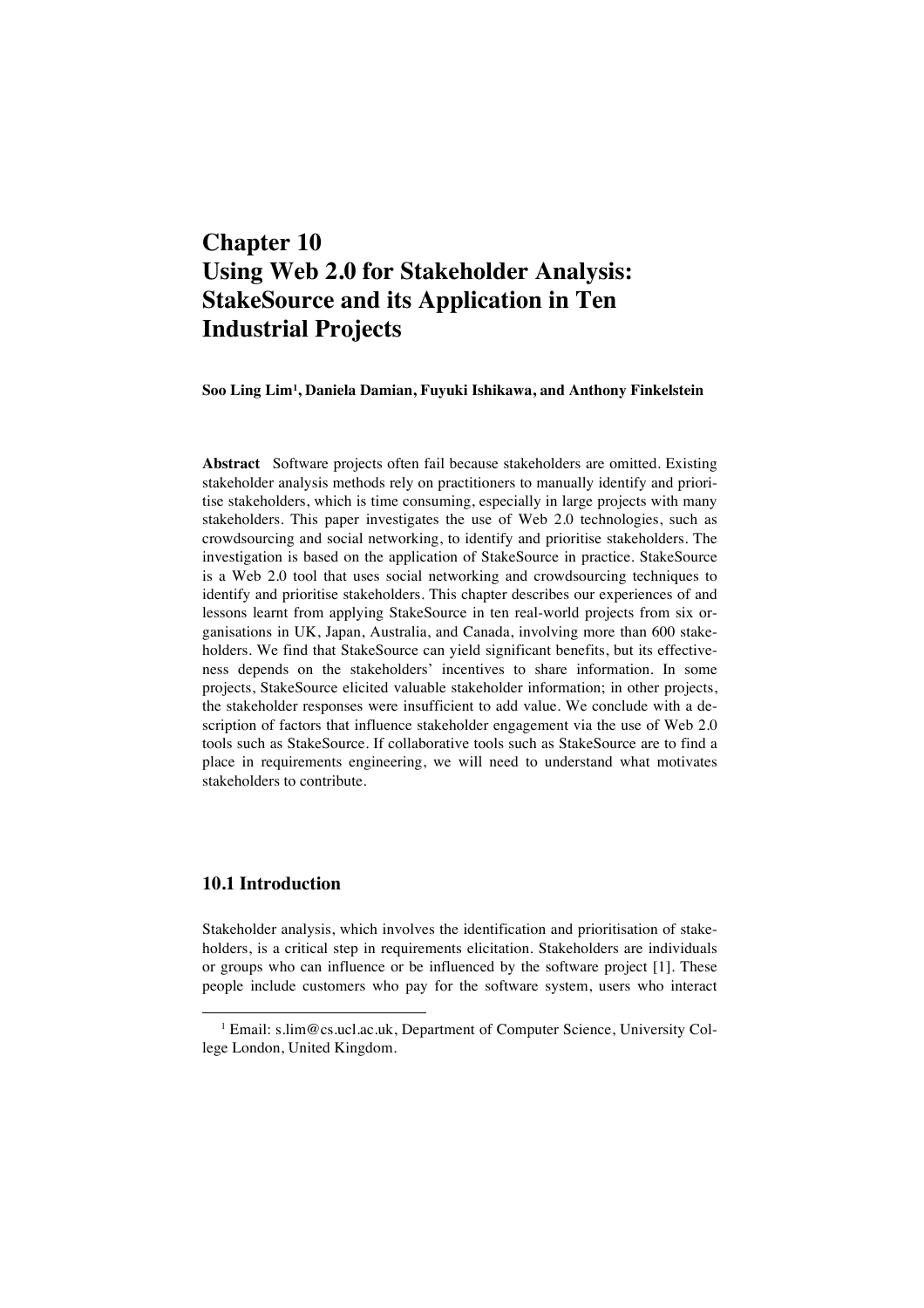# Chapter 10
# Using Web 2.0 for Stakeholder Analysis: StakeSource and its Application in Ten Industrial Projects

**Soo Ling Lim[1], Daniela Damian, Fuyuki Ishikawa, and Anthony Finkelstein**

**Abstract** Software projects often fail because stakeholders are omitted. Existing stakeholder analysis methods rely on practitioners to manually identify and prioritise stakeholders, which is time consuming, especially in large projects with many stakeholders. This paper investigates the use of Web 2.0 technologies, such as crowdsourcing and social networking, to identify and prioritise stakeholders. The investigation is based on the application of StakeSource in practice. StakeSource is a Web 2.0 tool that uses social networking and crowdsourcing techniques to identify and prioritise stakeholders. This chapter describes our experiences of and lessons learnt from applying StakeSource in ten real-world projects from six organisations in UK, Japan, Australia, and Canada, involving more than 600 stakeholders. We find that StakeSource can yield significant benefits, but its effectiveness depends on the stakeholders' incentives to share information. In some projects, StakeSource elicited valuable stakeholder information; in other projects, the stakeholder responses were insufficient to add value. We conclude with a description of factors that influence stakeholder engagement via the use of Web 2.0 tools such as StakeSource. If collaborative tools such as StakeSource are to find a place in requirements engineering, we will need to understand what motivates stakeholders to contribute.

## 10.1 Introduction

Stakeholder analysis, which involves the identification and prioritisation of stakeholders, is a critical step in requirements elicitation. Stakeholders are individuals or groups who can influence or be influenced by the software project [1]. These people include customers who pay for the software system, users who interact

[1] Email: s.lim@cs.ucl.ac.uk, Department of Computer Science, University College London, United Kingdom.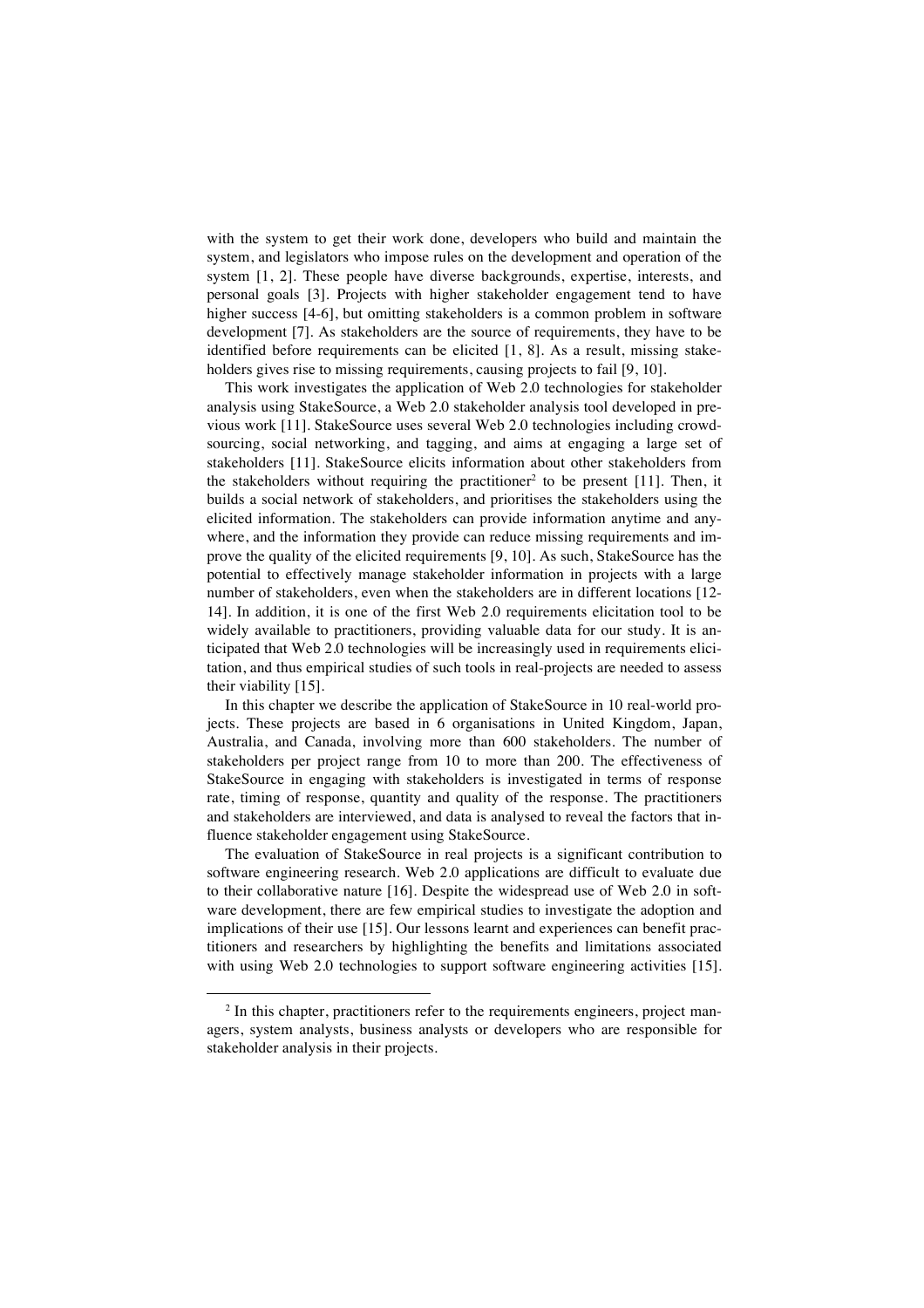with the system to get their work done, developers who build and maintain the system, and legislators who impose rules on the development and operation of the system [1, 2]. These people have diverse backgrounds, expertise, interests, and personal goals [3]. Projects with higher stakeholder engagement tend to have higher success [4-6], but omitting stakeholders is a common problem in software development [7]. As stakeholders are the source of requirements, they have to be identified before requirements can be elicited [1, 8]. As a result, missing stakeholders gives rise to missing requirements, causing projects to fail [9, 10].

This work investigates the application of Web 2.0 technologies for stakeholder analysis using StakeSource, a Web 2.0 stakeholder analysis tool developed in previous work [11]. StakeSource uses several Web 2.0 technologies including crowdsourcing, social networking, and tagging, and aims at engaging a large set of stakeholders [11]. StakeSource elicits information about other stakeholders from the stakeholders without requiring the practitioner[2] to be present [11]. Then, it builds a social network of stakeholders, and prioritises the stakeholders using the elicited information. The stakeholders can provide information anytime and anywhere, and the information they provide can reduce missing requirements and improve the quality of the elicited requirements [9, 10]. As such, StakeSource has the potential to effectively manage stakeholder information in projects with a large number of stakeholders, even when the stakeholders are in different locations [12-14]. In addition, it is one of the first Web 2.0 requirements elicitation tool to be widely available to practitioners, providing valuable data for our study. It is anticipated that Web 2.0 technologies will be increasingly used in requirements elicitation, and thus empirical studies of such tools in real-projects are needed to assess their viability [15].

In this chapter we describe the application of StakeSource in 10 real-world projects. These projects are based in 6 organisations in United Kingdom, Japan, Australia, and Canada, involving more than 600 stakeholders. The number of stakeholders per project range from 10 to more than 200. The effectiveness of StakeSource in engaging with stakeholders is investigated in terms of response rate, timing of response, quantity and quality of the response. The practitioners and stakeholders are interviewed, and data is analysed to reveal the factors that influence stakeholder engagement using StakeSource.

The evaluation of StakeSource in real projects is a significant contribution to software engineering research. Web 2.0 applications are difficult to evaluate due to their collaborative nature [16]. Despite the widespread use of Web 2.0 in software development, there are few empirical studies to investigate the adoption and implications of their use [15]. Our lessons learnt and experiences can benefit practitioners and researchers by highlighting the benefits and limitations associated with using Web 2.0 technologies to support software engineering activities [15].

[2] In this chapter, practitioners refer to the requirements engineers, project managers, system analysts, business analysts or developers who are responsible for stakeholder analysis in their projects.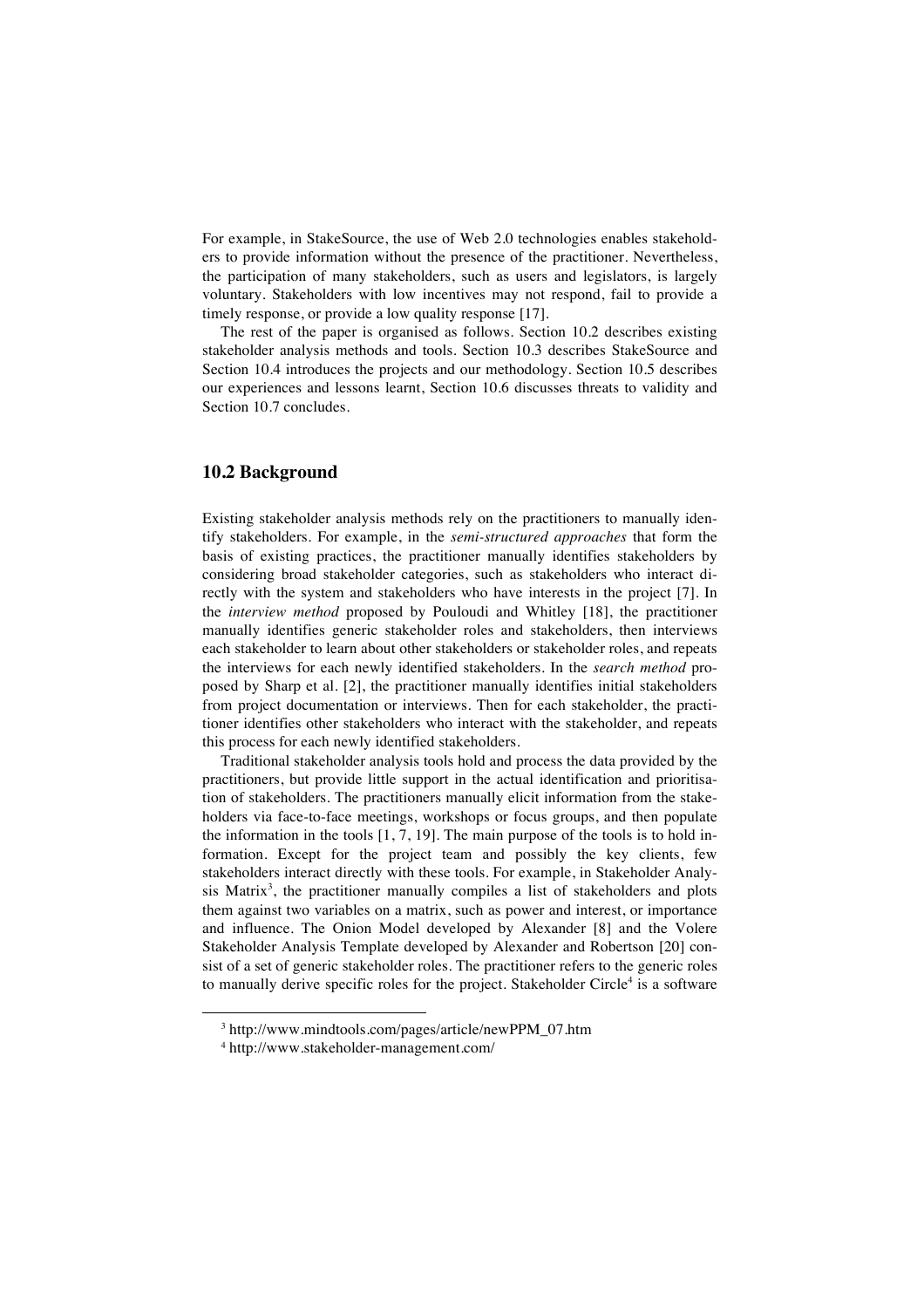For example, in StakeSource, the use of Web 2.0 technologies enables stakeholders to provide information without the presence of the practitioner. Nevertheless, the participation of many stakeholders, such as users and legislators, is largely voluntary. Stakeholders with low incentives may not respond, fail to provide a timely response, or provide a low quality response [17].

The rest of the paper is organised as follows. Section 10.2 describes existing stakeholder analysis methods and tools. Section 10.3 describes StakeSource and Section 10.4 introduces the projects and our methodology. Section 10.5 describes our experiences and lessons learnt, Section 10.6 discusses threats to validity and Section 10.7 concludes.

## 10.2 Background

Existing stakeholder analysis methods rely on the practitioners to manually identify stakeholders. For example, in the *semi-structured approaches* that form the basis of existing practices, the practitioner manually identifies stakeholders by considering broad stakeholder categories, such as stakeholders who interact directly with the system and stakeholders who have interests in the project [7]. In the *interview method* proposed by Pouloudi and Whitley [18], the practitioner manually identifies generic stakeholder roles and stakeholders, then interviews each stakeholder to learn about other stakeholders or stakeholder roles, and repeats the interviews for each newly identified stakeholders. In the *search method* proposed by Sharp et al. [2], the practitioner manually identifies initial stakeholders from project documentation or interviews. Then for each stakeholder, the practitioner identifies other stakeholders who interact with the stakeholder, and repeats this process for each newly identified stakeholders.

Traditional stakeholder analysis tools hold and process the data provided by the practitioners, but provide little support in the actual identification and prioritisation of stakeholders. The practitioners manually elicit information from the stakeholders via face-to-face meetings, workshops or focus groups, and then populate the information in the tools [1, 7, 19]. The main purpose of the tools is to hold information. Except for the project team and possibly the key clients, few stakeholders interact directly with these tools. For example, in Stakeholder Analysis Matrix[3], the practitioner manually compiles a list of stakeholders and plots them against two variables on a matrix, such as power and interest, or importance and influence. The Onion Model developed by Alexander [8] and the Volere Stakeholder Analysis Template developed by Alexander and Robertson [20] consist of a set of generic stakeholder roles. The practitioner refers to the generic roles to manually derive specific roles for the project. Stakeholder Circle[4] is a software

[3] http://www.mindtools.com/pages/article/newPPM_07.htm

[4] http://www.stakeholder-management.com/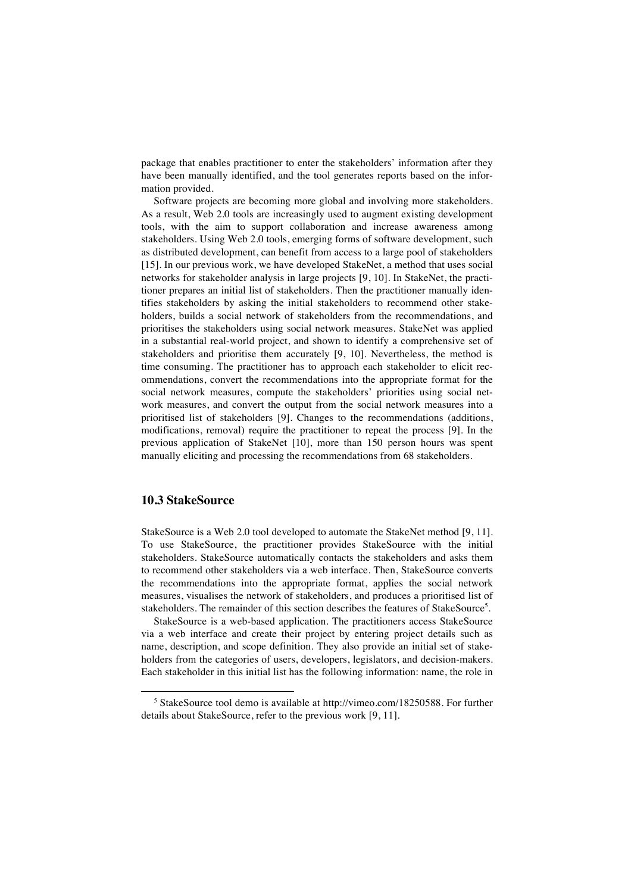package that enables practitioner to enter the stakeholders' information after they have been manually identified, and the tool generates reports based on the information provided.

Software projects are becoming more global and involving more stakeholders. As a result, Web 2.0 tools are increasingly used to augment existing development tools, with the aim to support collaboration and increase awareness among stakeholders. Using Web 2.0 tools, emerging forms of software development, such as distributed development, can benefit from access to a large pool of stakeholders [15]. In our previous work, we have developed StakeNet, a method that uses social networks for stakeholder analysis in large projects [9, 10]. In StakeNet, the practitioner prepares an initial list of stakeholders. Then the practitioner manually identifies stakeholders by asking the initial stakeholders to recommend other stakeholders, builds a social network of stakeholders from the recommendations, and prioritises the stakeholders using social network measures. StakeNet was applied in a substantial real-world project, and shown to identify a comprehensive set of stakeholders and prioritise them accurately [9, 10]. Nevertheless, the method is time consuming. The practitioner has to approach each stakeholder to elicit recommendations, convert the recommendations into the appropriate format for the social network measures, compute the stakeholders' priorities using social network measures, and convert the output from the social network measures into a prioritised list of stakeholders [9]. Changes to the recommendations (additions, modifications, removal) require the practitioner to repeat the process [9]. In the previous application of StakeNet [10], more than 150 person hours was spent manually eliciting and processing the recommendations from 68 stakeholders.

## 10.3 StakeSource

StakeSource is a Web 2.0 tool developed to automate the StakeNet method [9, 11]. To use StakeSource, the practitioner provides StakeSource with the initial stakeholders. StakeSource automatically contacts the stakeholders and asks them to recommend other stakeholders via a web interface. Then, StakeSource converts the recommendations into the appropriate format, applies the social network measures, visualises the network of stakeholders, and produces a prioritised list of stakeholders. The remainder of this section describes the features of StakeSource[5].

StakeSource is a web-based application. The practitioners access StakeSource via a web interface and create their project by entering project details such as name, description, and scope definition. They also provide an initial set of stakeholders from the categories of users, developers, legislators, and decision-makers. Each stakeholder in this initial list has the following information: name, the role in

[5] StakeSource tool demo is available at http://vimeo.com/18250588. For further details about StakeSource, refer to the previous work [9, 11].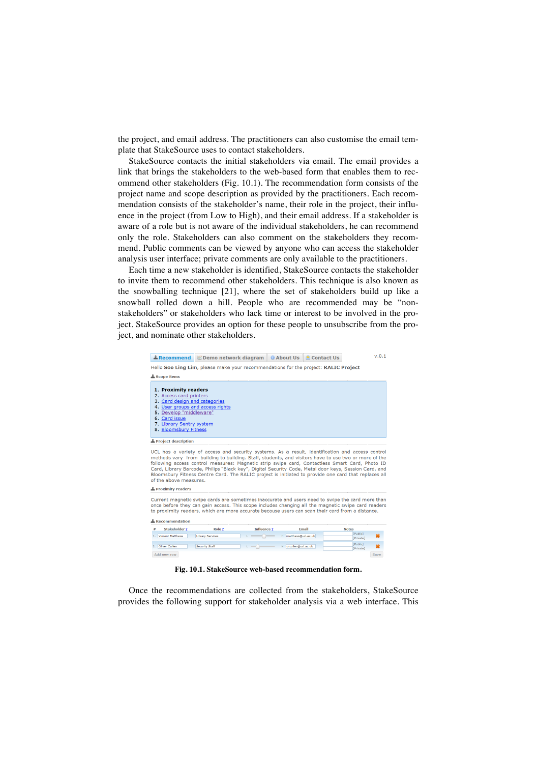the project, and email address. The practitioners can also customise the email template that StakeSource uses to contact stakeholders.

StakeSource contacts the initial stakeholders via email. The email provides a link that brings the stakeholders to the web-based form that enables them to recommend other stakeholders (Fig. 10.1). The recommendation form consists of the project name and scope description as provided by the practitioners. Each recommendation consists of the stakeholder's name, their role in the project, their influence in the project (from Low to High), and their email address. If a stakeholder is aware of a role but is not aware of the individual stakeholders, he can recommend only the role. Stakeholders can also comment on the stakeholders they recommend. Public comments can be viewed by anyone who can access the stakeholder analysis user interface; private comments are only available to the practitioners.

Each time a new stakeholder is identified, StakeSource contacts the stakeholder to invite them to recommend other stakeholders. This technique is also known as the snowballing technique [21], where the set of stakeholders build up like a snowball rolled down a hill. People who are recommended may be "non-stakeholders" or stakeholders who lack time or interest to be involved in the project. StakeSource provides an option for these people to unsubscribe from the project, and nominate other stakeholders.

**Fig. 10.1. StakeSource web-based recommendation form.**

Once the recommendations are collected from the stakeholders, StakeSource provides the following support for stakeholder analysis via a web interface. This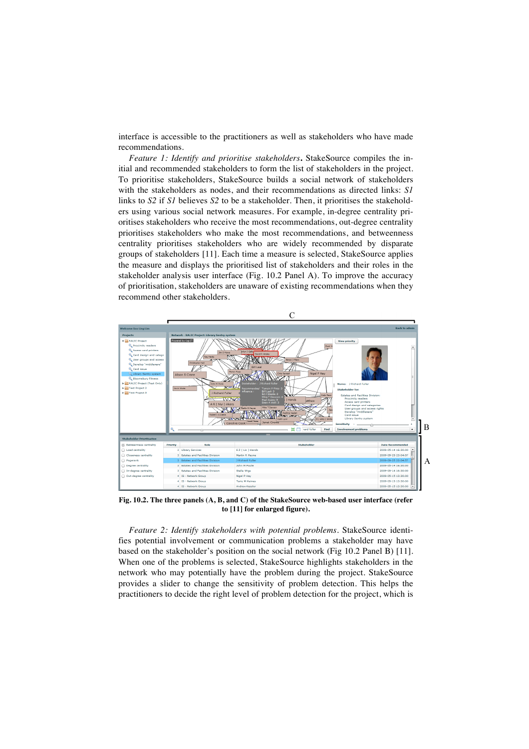interface is accessible to the practitioners as well as stakeholders who have made recommendations.

*Feature 1: Identify and prioritise stakeholders***.** StakeSource compiles the initial and recommended stakeholders to form the list of stakeholders in the project. To prioritise stakeholders, StakeSource builds a social network of stakeholders with the stakeholders as nodes, and their recommendations as directed links: *S1* links to *S2* if *S1* believes *S2* to be a stakeholder. Then, it prioritises the stakeholders using various social network measures. For example, in-degree centrality prioritises stakeholders who receive the most recommendations, out-degree centrality prioritises stakeholders who make the most recommendations, and betweenness centrality prioritises stakeholders who are widely recommended by disparate groups of stakeholders [11]. Each time a measure is selected, StakeSource applies the measure and displays the prioritised list of stakeholders and their roles in the stakeholder analysis user interface (Fig. 10.2 Panel A). To improve the accuracy of prioritisation, stakeholders are unaware of existing recommendations when they recommend other stakeholders.

**Fig. 10.2. The three panels (A, B, and C) of the StakeSource web-based user interface (refer to [11] for enlarged figure).**

*Feature 2: Identify stakeholders with potential problems*. StakeSource identifies potential involvement or communication problems a stakeholder may have based on the stakeholder's position on the social network (Fig 10.2 Panel B) [11]. When one of the problems is selected, StakeSource highlights stakeholders in the network who may potentially have the problem during the project. StakeSource provides a slider to change the sensitivity of problem detection. This helps the practitioners to decide the right level of problem detection for the project, which is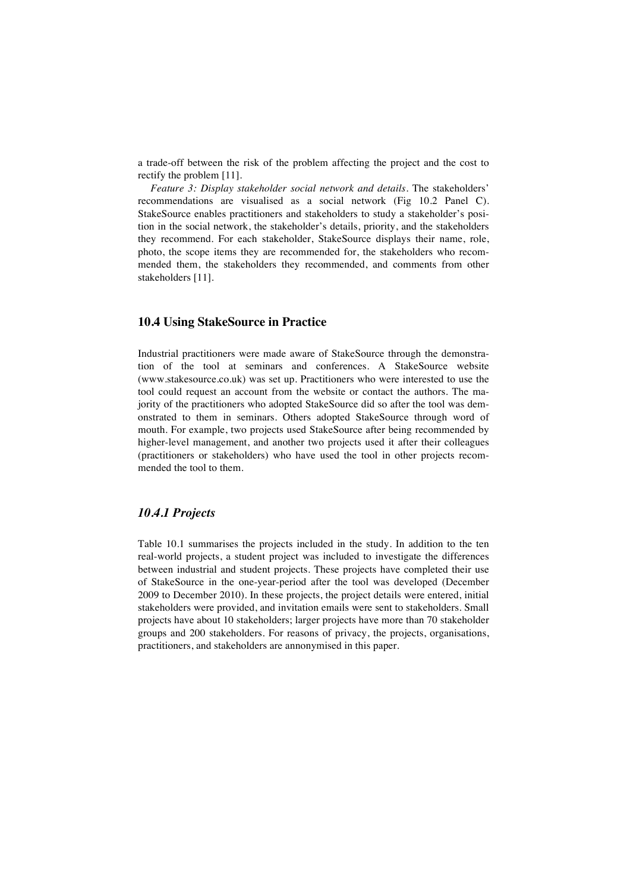a trade-off between the risk of the problem affecting the project and the cost to rectify the problem [11].

*Feature 3: Display stakeholder social network and details*. The stakeholders' recommendations are visualised as a social network (Fig 10.2 Panel C). StakeSource enables practitioners and stakeholders to study a stakeholder's position in the social network, the stakeholder's details, priority, and the stakeholders they recommend. For each stakeholder, StakeSource displays their name, role, photo, the scope items they are recommended for, the stakeholders who recommended them, the stakeholders they recommended, and comments from other stakeholders [11].

## 10.4 Using StakeSource in Practice

Industrial practitioners were made aware of StakeSource through the demonstration of the tool at seminars and conferences. A StakeSource website (www.stakesource.co.uk) was set up. Practitioners who were interested to use the tool could request an account from the website or contact the authors. The majority of the practitioners who adopted StakeSource did so after the tool was demonstrated to them in seminars. Others adopted StakeSource through word of mouth. For example, two projects used StakeSource after being recommended by higher-level management, and another two projects used it after their colleagues (practitioners or stakeholders) who have used the tool in other projects recommended the tool to them.

### *10.4.1 Projects*

Table 10.1 summarises the projects included in the study. In addition to the ten real-world projects, a student project was included to investigate the differences between industrial and student projects. These projects have completed their use of StakeSource in the one-year-period after the tool was developed (December 2009 to December 2010). In these projects, the project details were entered, initial stakeholders were provided, and invitation emails were sent to stakeholders. Small projects have about 10 stakeholders; larger projects have more than 70 stakeholder groups and 200 stakeholders. For reasons of privacy, the projects, organisations, practitioners, and stakeholders are annonymised in this paper.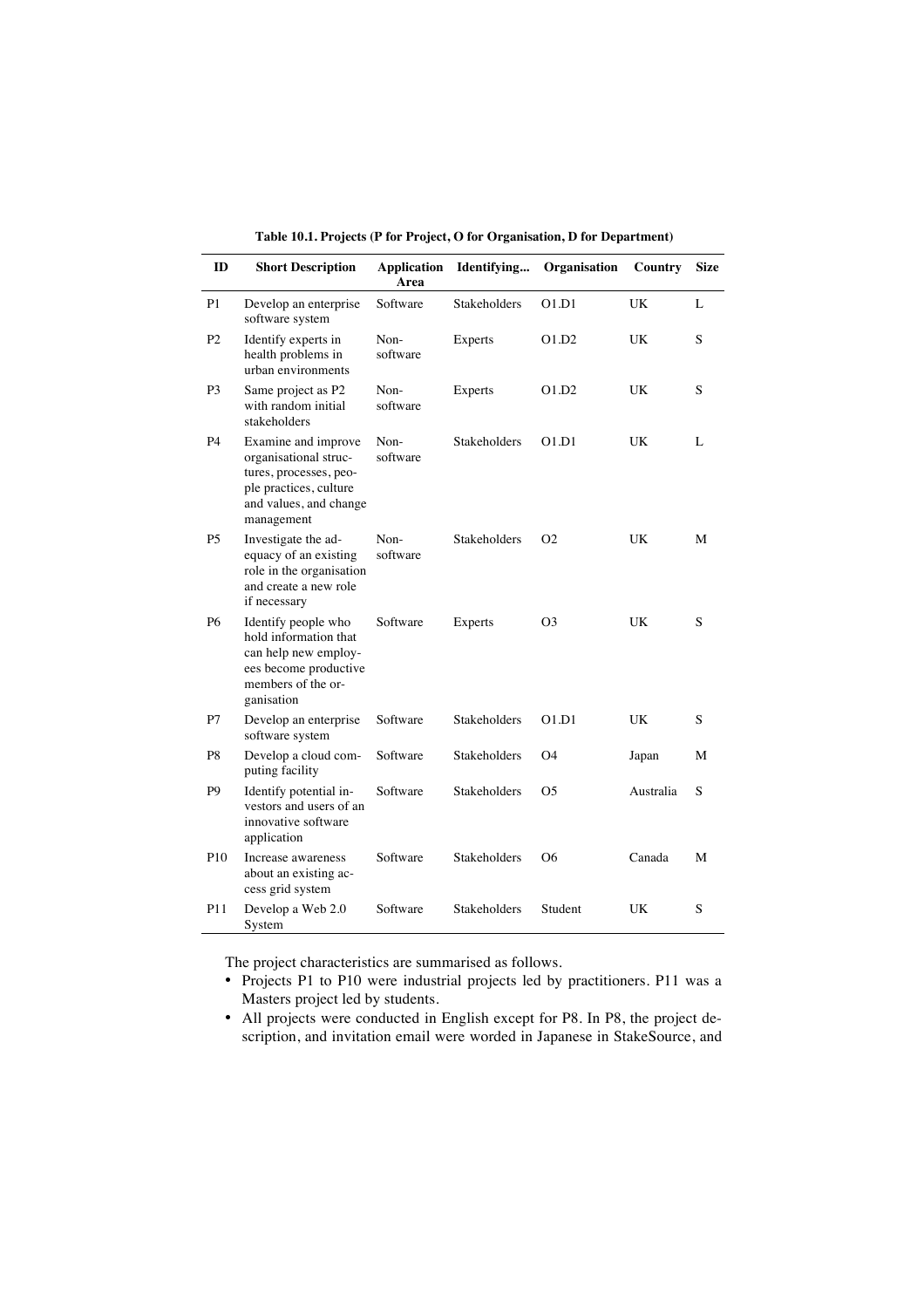**Table 10.1. Projects (P for Project, O for Organisation, D for Department)**

| ID | Short Description | Application Area | Identifying... | Organisation | Country | Size |
|---|---|---|---|---|---|---|
| P1 | Develop an enterprise software system | Software | Stakeholders | O1.D1 | UK | L |
| P2 | Identify experts in health problems in urban environments | Non-software | Experts | O1.D2 | UK | S |
| P3 | Same project as P2 with random initial stakeholders | Non-software | Experts | O1.D2 | UK | S |
| P4 | Examine and improve organisational structures, processes, people practices, culture and values, and change management | Non-software | Stakeholders | O1.D1 | UK | L |
| P5 | Investigate the adequacy of an existing role in the organisation and create a new role if necessary | Non-software | Stakeholders | O2 | UK | M |
| P6 | Identify people who hold information that can help new employees become productive members of the organisation | Software | Experts | O3 | UK | S |
| P7 | Develop an enterprise software system | Software | Stakeholders | O1.D1 | UK | S |
| P8 | Develop a cloud computing facility | Software | Stakeholders | O4 | Japan | M |
| P9 | Identify potential investors and users of an innovative software application | Software | Stakeholders | O5 | Australia | S |
| P10 | Increase awareness about an existing access grid system | Software | Stakeholders | O6 | Canada | M |
| P11 | Develop a Web 2.0 System | Software | Stakeholders | Student | UK | S |

The project characteristics are summarised as follows.

- Projects P1 to P10 were industrial projects led by practitioners. P11 was a Masters project led by students.
- All projects were conducted in English except for P8. In P8, the project description, and invitation email were worded in Japanese in StakeSource, and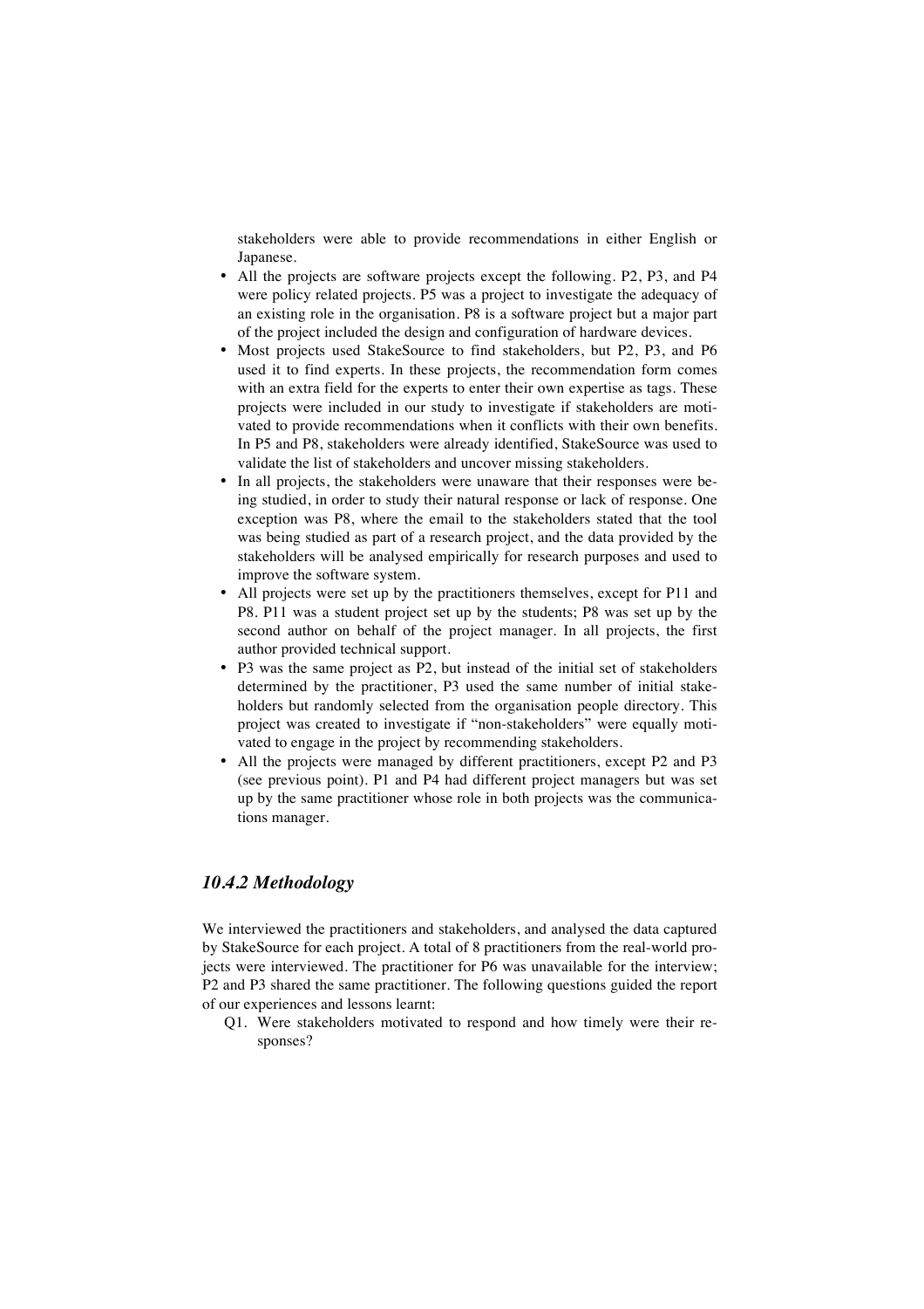stakeholders were able to provide recommendations in either English or Japanese.

- All the projects are software projects except the following. P2, P3, and P4 were policy related projects. P5 was a project to investigate the adequacy of an existing role in the organisation. P8 is a software project but a major part of the project included the design and configuration of hardware devices.
- Most projects used StakeSource to find stakeholders, but P2, P3, and P6 used it to find experts. In these projects, the recommendation form comes with an extra field for the experts to enter their own expertise as tags. These projects were included in our study to investigate if stakeholders are motivated to provide recommendations when it conflicts with their own benefits. In P5 and P8, stakeholders were already identified, StakeSource was used to validate the list of stakeholders and uncover missing stakeholders.
- In all projects, the stakeholders were unaware that their responses were being studied, in order to study their natural response or lack of response. One exception was P8, where the email to the stakeholders stated that the tool was being studied as part of a research project, and the data provided by the stakeholders will be analysed empirically for research purposes and used to improve the software system.
- All projects were set up by the practitioners themselves, except for P11 and P8. P11 was a student project set up by the students; P8 was set up by the second author on behalf of the project manager. In all projects, the first author provided technical support.
- P3 was the same project as P2, but instead of the initial set of stakeholders determined by the practitioner, P3 used the same number of initial stakeholders but randomly selected from the organisation people directory. This project was created to investigate if "non-stakeholders" were equally motivated to engage in the project by recommending stakeholders.
- All the projects were managed by different practitioners, except P2 and P3 (see previous point). P1 and P4 had different project managers but was set up by the same practitioner whose role in both projects was the communications manager.

### *10.4.2 Methodology*

We interviewed the practitioners and stakeholders, and analysed the data captured by StakeSource for each project. A total of 8 practitioners from the real-world projects were interviewed. The practitioner for P6 was unavailable for the interview; P2 and P3 shared the same practitioner. The following questions guided the report of our experiences and lessons learnt:

Q1. Were stakeholders motivated to respond and how timely were their responses?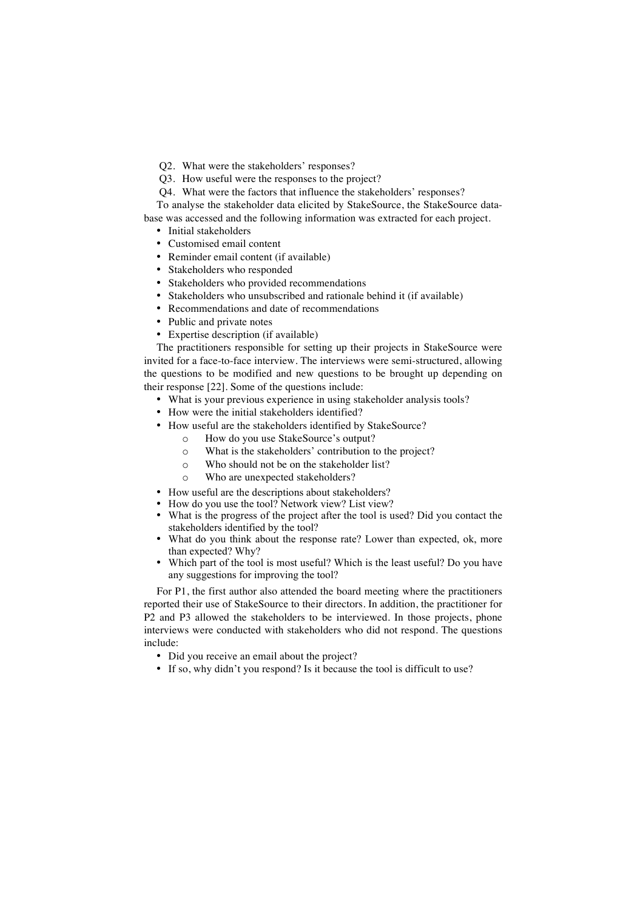Q2. What were the stakeholders' responses?

Q3. How useful were the responses to the project?

Q4. What were the factors that influence the stakeholders' responses?

To analyse the stakeholder data elicited by StakeSource, the StakeSource database was accessed and the following information was extracted for each project.

- Initial stakeholders
- Customised email content
- Reminder email content (if available)
- Stakeholders who responded
- Stakeholders who provided recommendations
- Stakeholders who unsubscribed and rationale behind it (if available)
- Recommendations and date of recommendations
- Public and private notes
- Expertise description (if available)

The practitioners responsible for setting up their projects in StakeSource were invited for a face-to-face interview. The interviews were semi-structured, allowing the questions to be modified and new questions to be brought up depending on their response [22]. Some of the questions include:

- What is your previous experience in using stakeholder analysis tools?
- How were the initial stakeholders identified?
- How useful are the stakeholders identified by StakeSource?
  - How do you use StakeSource's output?
  - What is the stakeholders' contribution to the project?
  - Who should not be on the stakeholder list?
  - Who are unexpected stakeholders?
- How useful are the descriptions about stakeholders?
- How do you use the tool? Network view? List view?
- What is the progress of the project after the tool is used? Did you contact the stakeholders identified by the tool?
- What do you think about the response rate? Lower than expected, ok, more than expected? Why?
- Which part of the tool is most useful? Which is the least useful? Do you have any suggestions for improving the tool?

For P1, the first author also attended the board meeting where the practitioners reported their use of StakeSource to their directors. In addition, the practitioner for P2 and P3 allowed the stakeholders to be interviewed. In those projects, phone interviews were conducted with stakeholders who did not respond. The questions include:

- Did you receive an email about the project?
- If so, why didn't you respond? Is it because the tool is difficult to use?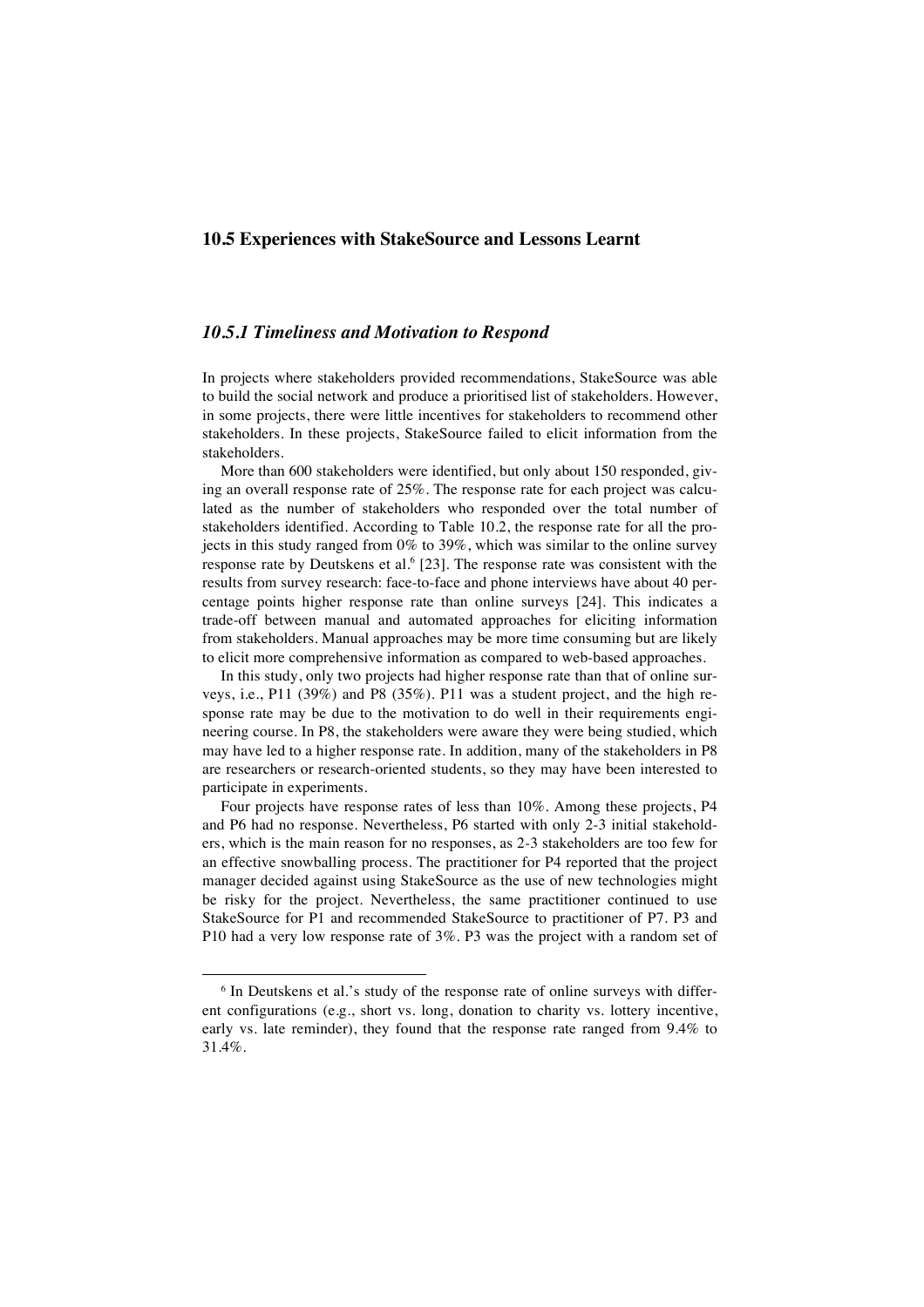## 10.5 Experiences with StakeSource and Lessons Learnt

### *10.5.1 Timeliness and Motivation to Respond*

In projects where stakeholders provided recommendations, StakeSource was able to build the social network and produce a prioritised list of stakeholders. However, in some projects, there were little incentives for stakeholders to recommend other stakeholders. In these projects, StakeSource failed to elicit information from the stakeholders.

More than 600 stakeholders were identified, but only about 150 responded, giving an overall response rate of 25%. The response rate for each project was calculated as the number of stakeholders who responded over the total number of stakeholders identified. According to Table 10.2, the response rate for all the projects in this study ranged from 0% to 39%, which was similar to the online survey response rate by Deutskens et al.[6] [23]. The response rate was consistent with the results from survey research: face-to-face and phone interviews have about 40 percentage points higher response rate than online surveys [24]. This indicates a trade-off between manual and automated approaches for eliciting information from stakeholders. Manual approaches may be more time consuming but are likely to elicit more comprehensive information as compared to web-based approaches.

In this study, only two projects had higher response rate than that of online surveys, i.e., P11 (39%) and P8 (35%). P11 was a student project, and the high response rate may be due to the motivation to do well in their requirements engineering course. In P8, the stakeholders were aware they were being studied, which may have led to a higher response rate. In addition, many of the stakeholders in P8 are researchers or research-oriented students, so they may have been interested to participate in experiments.

Four projects have response rates of less than 10%. Among these projects, P4 and P6 had no response. Nevertheless, P6 started with only 2-3 initial stakeholders, which is the main reason for no responses, as 2-3 stakeholders are too few for an effective snowballing process. The practitioner for P4 reported that the project manager decided against using StakeSource as the use of new technologies might be risky for the project. Nevertheless, the same practitioner continued to use StakeSource for P1 and recommended StakeSource to practitioner of P7. P3 and P10 had a very low response rate of 3%. P3 was the project with a random set of

---

[6] In Deutskens et al.'s study of the response rate of online surveys with different configurations (e.g., short vs. long, donation to charity vs. lottery incentive, early vs. late reminder), they found that the response rate ranged from 9.4% to 31.4%.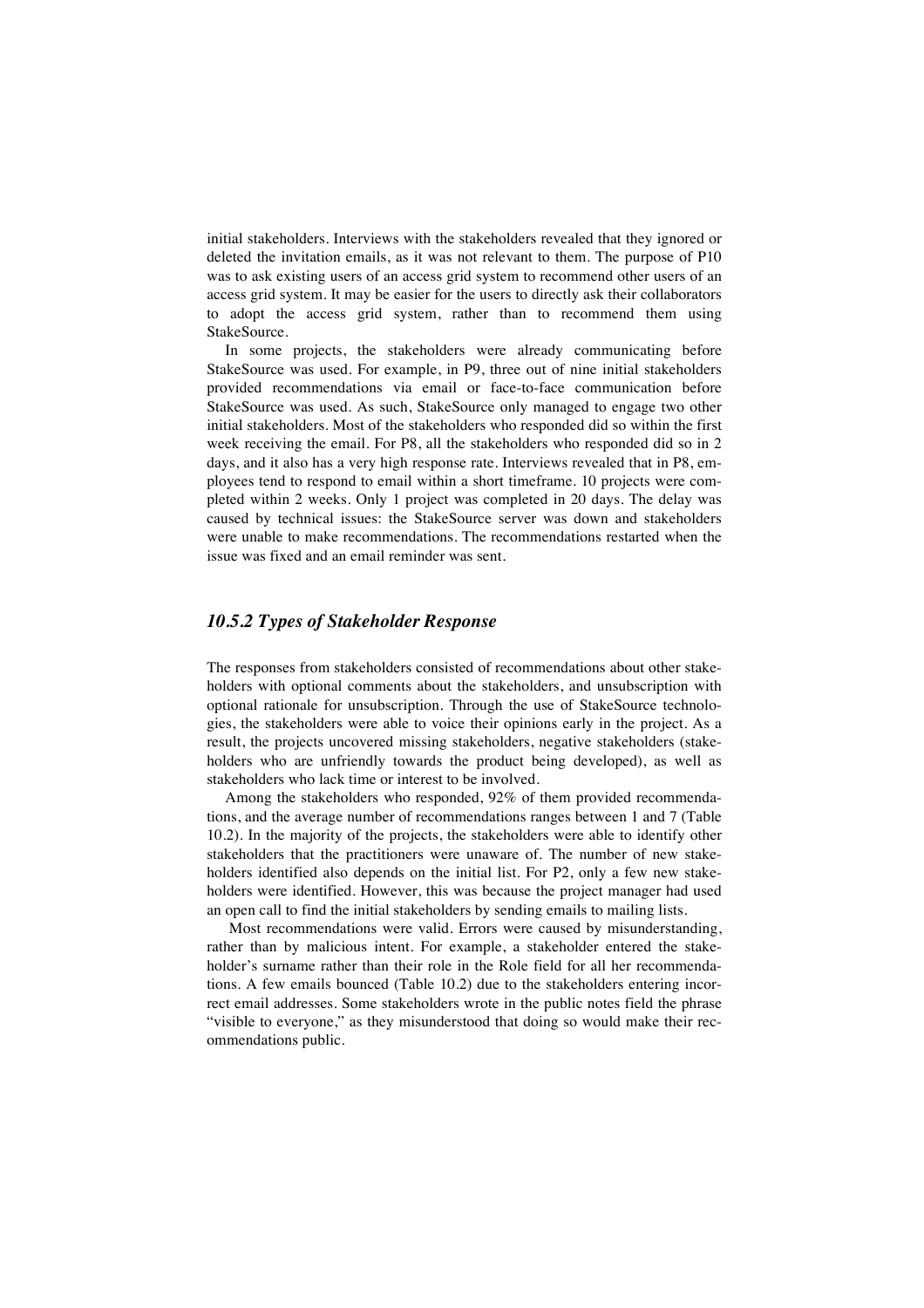initial stakeholders. Interviews with the stakeholders revealed that they ignored or deleted the invitation emails, as it was not relevant to them. The purpose of P10 was to ask existing users of an access grid system to recommend other users of an access grid system. It may be easier for the users to directly ask their collaborators to adopt the access grid system, rather than to recommend them using StakeSource.

In some projects, the stakeholders were already communicating before StakeSource was used. For example, in P9, three out of nine initial stakeholders provided recommendations via email or face-to-face communication before StakeSource was used. As such, StakeSource only managed to engage two other initial stakeholders. Most of the stakeholders who responded did so within the first week receiving the email. For P8, all the stakeholders who responded did so in 2 days, and it also has a very high response rate. Interviews revealed that in P8, employees tend to respond to email within a short timeframe. 10 projects were completed within 2 weeks. Only 1 project was completed in 20 days. The delay was caused by technical issues: the StakeSource server was down and stakeholders were unable to make recommendations. The recommendations restarted when the issue was fixed and an email reminder was sent.

### *10.5.2 Types of Stakeholder Response*

The responses from stakeholders consisted of recommendations about other stakeholders with optional comments about the stakeholders, and unsubscription with optional rationale for unsubscription. Through the use of StakeSource technologies, the stakeholders were able to voice their opinions early in the project. As a result, the projects uncovered missing stakeholders, negative stakeholders (stakeholders who are unfriendly towards the product being developed), as well as stakeholders who lack time or interest to be involved.

Among the stakeholders who responded, 92% of them provided recommendations, and the average number of recommendations ranges between 1 and 7 (Table 10.2). In the majority of the projects, the stakeholders were able to identify other stakeholders that the practitioners were unaware of. The number of new stakeholders identified also depends on the initial list. For P2, only a few new stakeholders were identified. However, this was because the project manager had used an open call to find the initial stakeholders by sending emails to mailing lists.

Most recommendations were valid. Errors were caused by misunderstanding, rather than by malicious intent. For example, a stakeholder entered the stakeholder's surname rather than their role in the Role field for all her recommendations. A few emails bounced (Table 10.2) due to the stakeholders entering incorrect email addresses. Some stakeholders wrote in the public notes field the phrase "visible to everyone," as they misunderstood that doing so would make their recommendations public.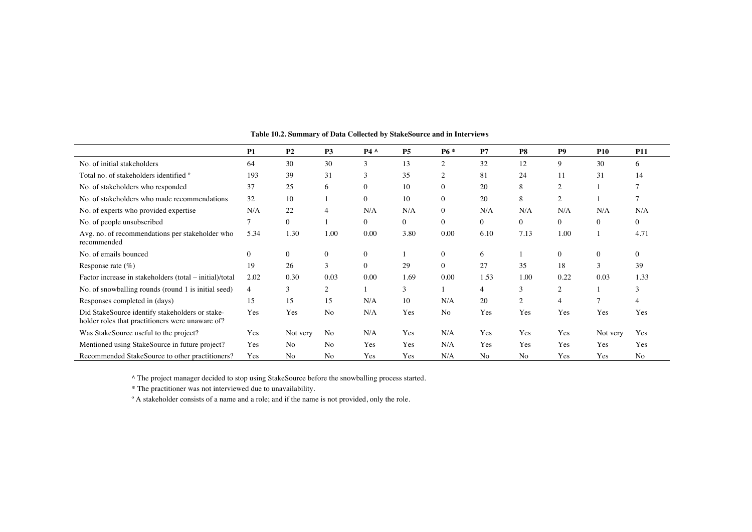**Table 10.2. Summary of Data Collected by StakeSource and in Interviews**

| | P1 | P2 | P3 | P4 ^ | P5 | P6 * | P7 | P8 | P9 | P10 | P11 |
|---|---|---|---|---|---|---|---|---|---|---|---|
| No. of initial stakeholders | 64 | 30 | 30 | 3 | 13 | 2 | 32 | 12 | 9 | 30 | 6 |
| Total no. of stakeholders identified º | 193 | 39 | 31 | 3 | 35 | 2 | 81 | 24 | 11 | 31 | 14 |
| No. of stakeholders who responded | 37 | 25 | 6 | 0 | 10 | 0 | 20 | 8 | 2 | 1 | 7 |
| No. of stakeholders who made recommendations | 32 | 10 | 1 | 0 | 10 | 0 | 20 | 8 | 2 | 1 | 7 |
| No. of experts who provided expertise | N/A | 22 | 4 | N/A | N/A | 0 | N/A | N/A | N/A | N/A | N/A |
| No. of people unsubscribed | 7 | 0 | 1 | 0 | 0 | 0 | 0 | 0 | 0 | 0 | 0 |
| Avg. no. of recommendations per stakeholder who recommended | 5.34 | 1.30 | 1.00 | 0.00 | 3.80 | 0.00 | 6.10 | 7.13 | 1.00 | 1 | 4.71 |
| No. of emails bounced | 0 | 0 | 0 | 0 | 1 | 0 | 6 | 1 | 0 | 0 | 0 |
| Response rate (%) | 19 | 26 | 3 | 0 | 29 | 0 | 27 | 35 | 18 | 3 | 39 |
| Factor increase in stakeholders (total – initial)/total | 2.02 | 0.30 | 0.03 | 0.00 | 1.69 | 0.00 | 1.53 | 1.00 | 0.22 | 0.03 | 1.33 |
| No. of snowballing rounds (round 1 is initial seed) | 4 | 3 | 2 | 1 | 3 | 1 | 4 | 3 | 2 | 1 | 3 |
| Responses completed in (days) | 15 | 15 | 15 | N/A | 10 | N/A | 20 | 2 | 4 | 7 | 4 |
| Did StakeSource identify stakeholders or stakeholder roles that practitioners were unaware of? | Yes | Yes | No | N/A | Yes | No | Yes | Yes | Yes | Yes | Yes |
| Was StakeSource useful to the project? | Yes | Not very | No | N/A | Yes | N/A | Yes | Yes | Yes | Not very | Yes |
| Mentioned using StakeSource in future project? | Yes | No | No | Yes | Yes | N/A | Yes | Yes | Yes | Yes | Yes |
| Recommended StakeSource to other practitioners? | Yes | No | No | Yes | Yes | N/A | No | No | Yes | Yes | No |

^ The project manager decided to stop using StakeSource before the snowballing process started.

* The practitioner was not interviewed due to unavailability.

º A stakeholder consists of a name and a role; and if the name is not provided, only the role.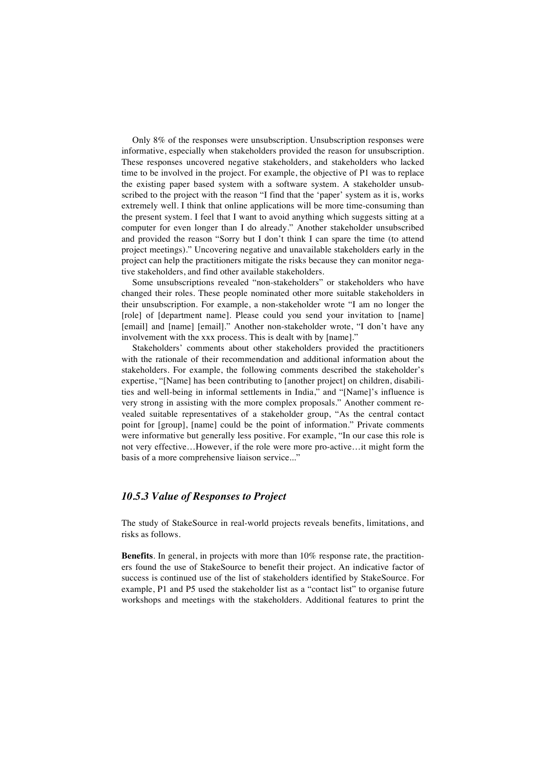Only 8% of the responses were unsubscription. Unsubscription responses were informative, especially when stakeholders provided the reason for unsubscription. These responses uncovered negative stakeholders, and stakeholders who lacked time to be involved in the project. For example, the objective of P1 was to replace the existing paper based system with a software system. A stakeholder unsubscribed to the project with the reason "I find that the 'paper' system as it is, works extremely well. I think that online applications will be more time-consuming than the present system. I feel that I want to avoid anything which suggests sitting at a computer for even longer than I do already." Another stakeholder unsubscribed and provided the reason "Sorry but I don't think I can spare the time (to attend project meetings)." Uncovering negative and unavailable stakeholders early in the project can help the practitioners mitigate the risks because they can monitor negative stakeholders, and find other available stakeholders.

Some unsubscriptions revealed "non-stakeholders" or stakeholders who have changed their roles. These people nominated other more suitable stakeholders in their unsubscription. For example, a non-stakeholder wrote "I am no longer the [role] of [department name]. Please could you send your invitation to [name] [email] and [name] [email]." Another non-stakeholder wrote, "I don't have any involvement with the xxx process. This is dealt with by [name]."

Stakeholders' comments about other stakeholders provided the practitioners with the rationale of their recommendation and additional information about the stakeholders. For example, the following comments described the stakeholder's expertise, "[Name] has been contributing to [another project] on children, disabilities and well-being in informal settlements in India," and "[Name]'s influence is very strong in assisting with the more complex proposals." Another comment revealed suitable representatives of a stakeholder group, "As the central contact point for [group], [name] could be the point of information." Private comments were informative but generally less positive. For example, "In our case this role is not very effective…However, if the role were more pro-active…it might form the basis of a more comprehensive liaison service..."

### *10.5.3 Value of Responses to Project*

The study of StakeSource in real-world projects reveals benefits, limitations, and risks as follows.

**Benefits**. In general, in projects with more than 10% response rate, the practitioners found the use of StakeSource to benefit their project. An indicative factor of success is continued use of the list of stakeholders identified by StakeSource. For example, P1 and P5 used the stakeholder list as a "contact list" to organise future workshops and meetings with the stakeholders. Additional features to print the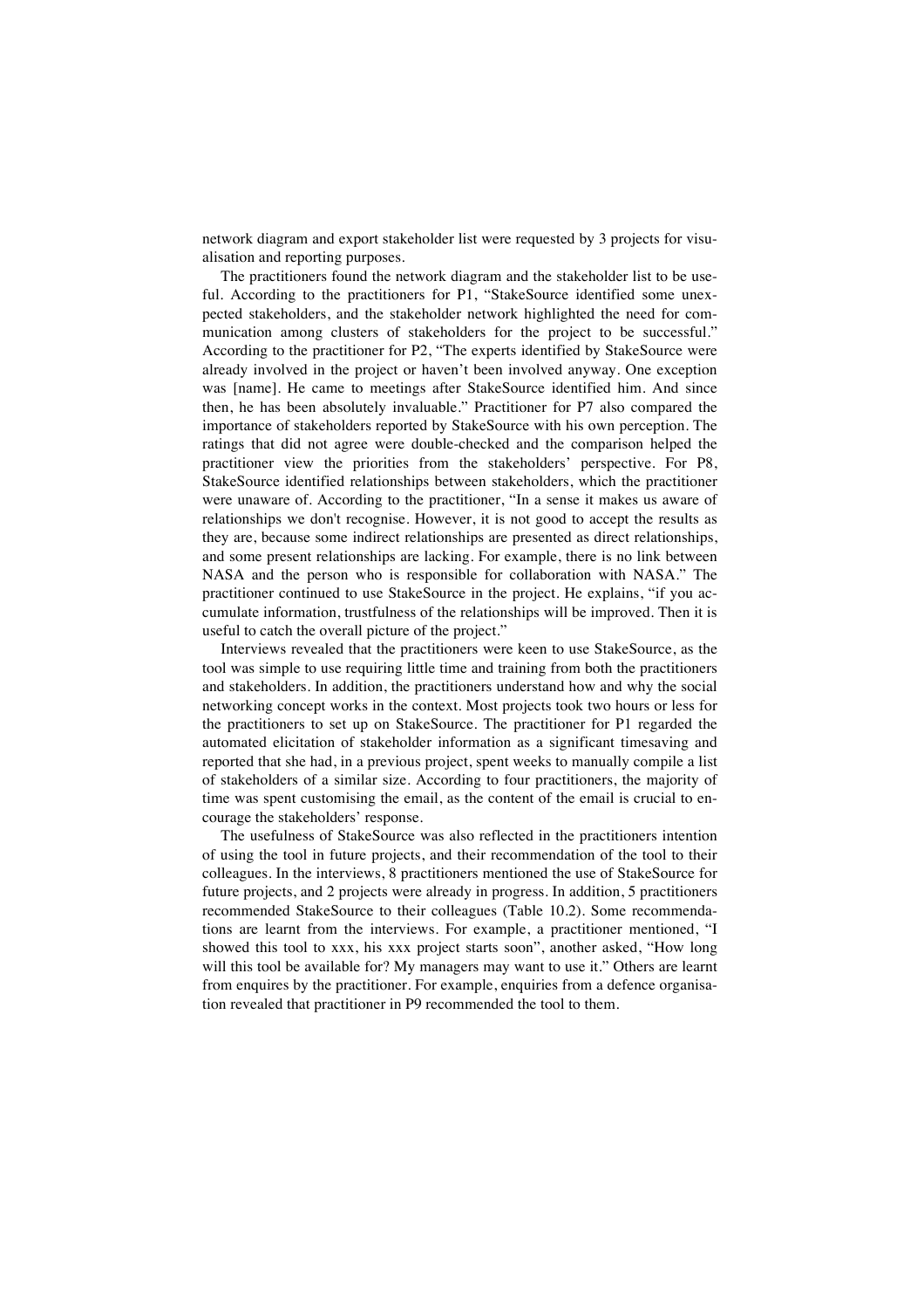network diagram and export stakeholder list were requested by 3 projects for visualisation and reporting purposes.

The practitioners found the network diagram and the stakeholder list to be useful. According to the practitioners for P1, "StakeSource identified some unexpected stakeholders, and the stakeholder network highlighted the need for communication among clusters of stakeholders for the project to be successful." According to the practitioner for P2, "The experts identified by StakeSource were already involved in the project or haven't been involved anyway. One exception was [name]. He came to meetings after StakeSource identified him. And since then, he has been absolutely invaluable." Practitioner for P7 also compared the importance of stakeholders reported by StakeSource with his own perception. The ratings that did not agree were double-checked and the comparison helped the practitioner view the priorities from the stakeholders' perspective. For P8, StakeSource identified relationships between stakeholders, which the practitioner were unaware of. According to the practitioner, "In a sense it makes us aware of relationships we don't recognise. However, it is not good to accept the results as they are, because some indirect relationships are presented as direct relationships, and some present relationships are lacking. For example, there is no link between NASA and the person who is responsible for collaboration with NASA." The practitioner continued to use StakeSource in the project. He explains, "if you accumulate information, trustfulness of the relationships will be improved. Then it is useful to catch the overall picture of the project."

Interviews revealed that the practitioners were keen to use StakeSource, as the tool was simple to use requiring little time and training from both the practitioners and stakeholders. In addition, the practitioners understand how and why the social networking concept works in the context. Most projects took two hours or less for the practitioners to set up on StakeSource. The practitioner for P1 regarded the automated elicitation of stakeholder information as a significant timesaving and reported that she had, in a previous project, spent weeks to manually compile a list of stakeholders of a similar size. According to four practitioners, the majority of time was spent customising the email, as the content of the email is crucial to encourage the stakeholders' response.

The usefulness of StakeSource was also reflected in the practitioners intention of using the tool in future projects, and their recommendation of the tool to their colleagues. In the interviews, 8 practitioners mentioned the use of StakeSource for future projects, and 2 projects were already in progress. In addition, 5 practitioners recommended StakeSource to their colleagues (Table 10.2). Some recommendations are learnt from the interviews. For example, a practitioner mentioned, "I showed this tool to xxx, his xxx project starts soon", another asked, "How long will this tool be available for? My managers may want to use it." Others are learnt from enquires by the practitioner. For example, enquiries from a defence organisation revealed that practitioner in P9 recommended the tool to them.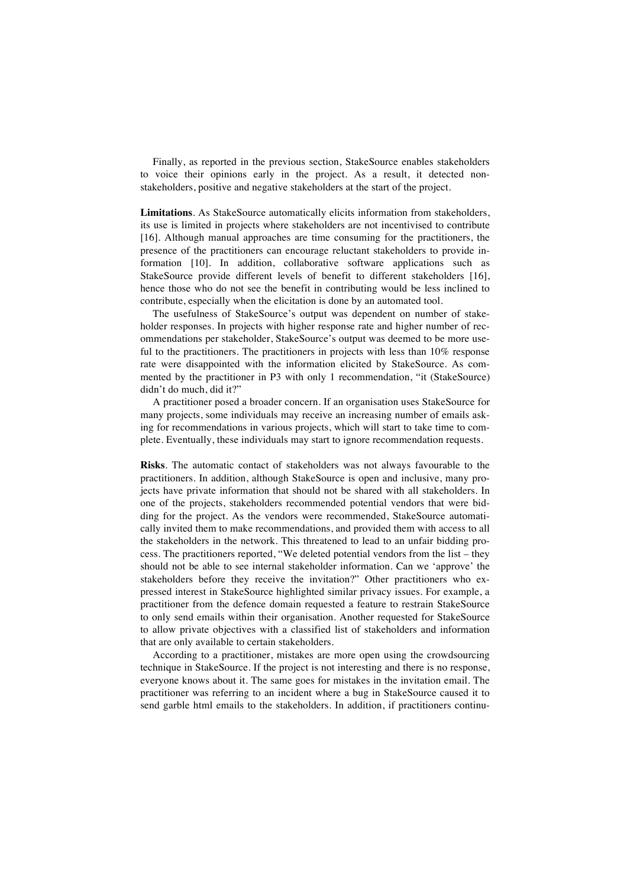Finally, as reported in the previous section, StakeSource enables stakeholders to voice their opinions early in the project. As a result, it detected non-stakeholders, positive and negative stakeholders at the start of the project.

**Limitations**. As StakeSource automatically elicits information from stakeholders, its use is limited in projects where stakeholders are not incentivised to contribute [16]. Although manual approaches are time consuming for the practitioners, the presence of the practitioners can encourage reluctant stakeholders to provide information [10]. In addition, collaborative software applications such as StakeSource provide different levels of benefit to different stakeholders [16], hence those who do not see the benefit in contributing would be less inclined to contribute, especially when the elicitation is done by an automated tool.

The usefulness of StakeSource's output was dependent on number of stakeholder responses. In projects with higher response rate and higher number of recommendations per stakeholder, StakeSource's output was deemed to be more useful to the practitioners. The practitioners in projects with less than 10% response rate were disappointed with the information elicited by StakeSource. As commented by the practitioner in P3 with only 1 recommendation, "it (StakeSource) didn't do much, did it?"

A practitioner posed a broader concern. If an organisation uses StakeSource for many projects, some individuals may receive an increasing number of emails asking for recommendations in various projects, which will start to take time to complete. Eventually, these individuals may start to ignore recommendation requests.

**Risks**. The automatic contact of stakeholders was not always favourable to the practitioners. In addition, although StakeSource is open and inclusive, many projects have private information that should not be shared with all stakeholders. In one of the projects, stakeholders recommended potential vendors that were bidding for the project. As the vendors were recommended, StakeSource automatically invited them to make recommendations, and provided them with access to all the stakeholders in the network. This threatened to lead to an unfair bidding process. The practitioners reported, "We deleted potential vendors from the list – they should not be able to see internal stakeholder information. Can we 'approve' the stakeholders before they receive the invitation?" Other practitioners who expressed interest in StakeSource highlighted similar privacy issues. For example, a practitioner from the defence domain requested a feature to restrain StakeSource to only send emails within their organisation. Another requested for StakeSource to allow private objectives with a classified list of stakeholders and information that are only available to certain stakeholders.

According to a practitioner, mistakes are more open using the crowdsourcing technique in StakeSource. If the project is not interesting and there is no response, everyone knows about it. The same goes for mistakes in the invitation email. The practitioner was referring to an incident where a bug in StakeSource caused it to send garble html emails to the stakeholders. In addition, if practitioners continu-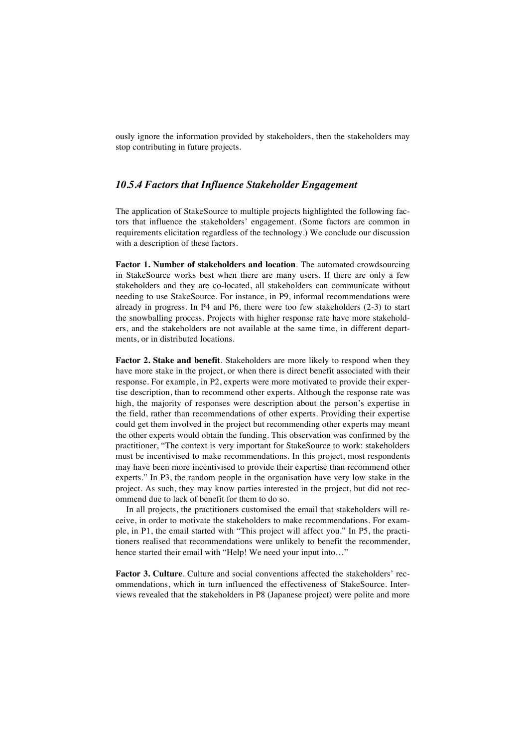ously ignore the information provided by stakeholders, then the stakeholders may stop contributing in future projects.

### *10.5.4 Factors that Influence Stakeholder Engagement*

The application of StakeSource to multiple projects highlighted the following factors that influence the stakeholders' engagement. (Some factors are common in requirements elicitation regardless of the technology.) We conclude our discussion with a description of these factors.

**Factor 1. Number of stakeholders and location**. The automated crowdsourcing in StakeSource works best when there are many users. If there are only a few stakeholders and they are co-located, all stakeholders can communicate without needing to use StakeSource. For instance, in P9, informal recommendations were already in progress. In P4 and P6, there were too few stakeholders (2-3) to start the snowballing process. Projects with higher response rate have more stakeholders, and the stakeholders are not available at the same time, in different departments, or in distributed locations.

**Factor 2. Stake and benefit**. Stakeholders are more likely to respond when they have more stake in the project, or when there is direct benefit associated with their response. For example, in P2, experts were more motivated to provide their expertise description, than to recommend other experts. Although the response rate was high, the majority of responses were description about the person's expertise in the field, rather than recommendations of other experts. Providing their expertise could get them involved in the project but recommending other experts may meant the other experts would obtain the funding. This observation was confirmed by the practitioner, "The context is very important for StakeSource to work: stakeholders must be incentivised to make recommendations. In this project, most respondents may have been more incentivised to provide their expertise than recommend other experts." In P3, the random people in the organisation have very low stake in the project. As such, they may know parties interested in the project, but did not recommend due to lack of benefit for them to do so.

In all projects, the practitioners customised the email that stakeholders will receive, in order to motivate the stakeholders to make recommendations. For example, in P1, the email started with "This project will affect you." In P5, the practitioners realised that recommendations were unlikely to benefit the recommender, hence started their email with "Help! We need your input into…"

**Factor 3. Culture**. Culture and social conventions affected the stakeholders' recommendations, which in turn influenced the effectiveness of StakeSource. Interviews revealed that the stakeholders in P8 (Japanese project) were polite and more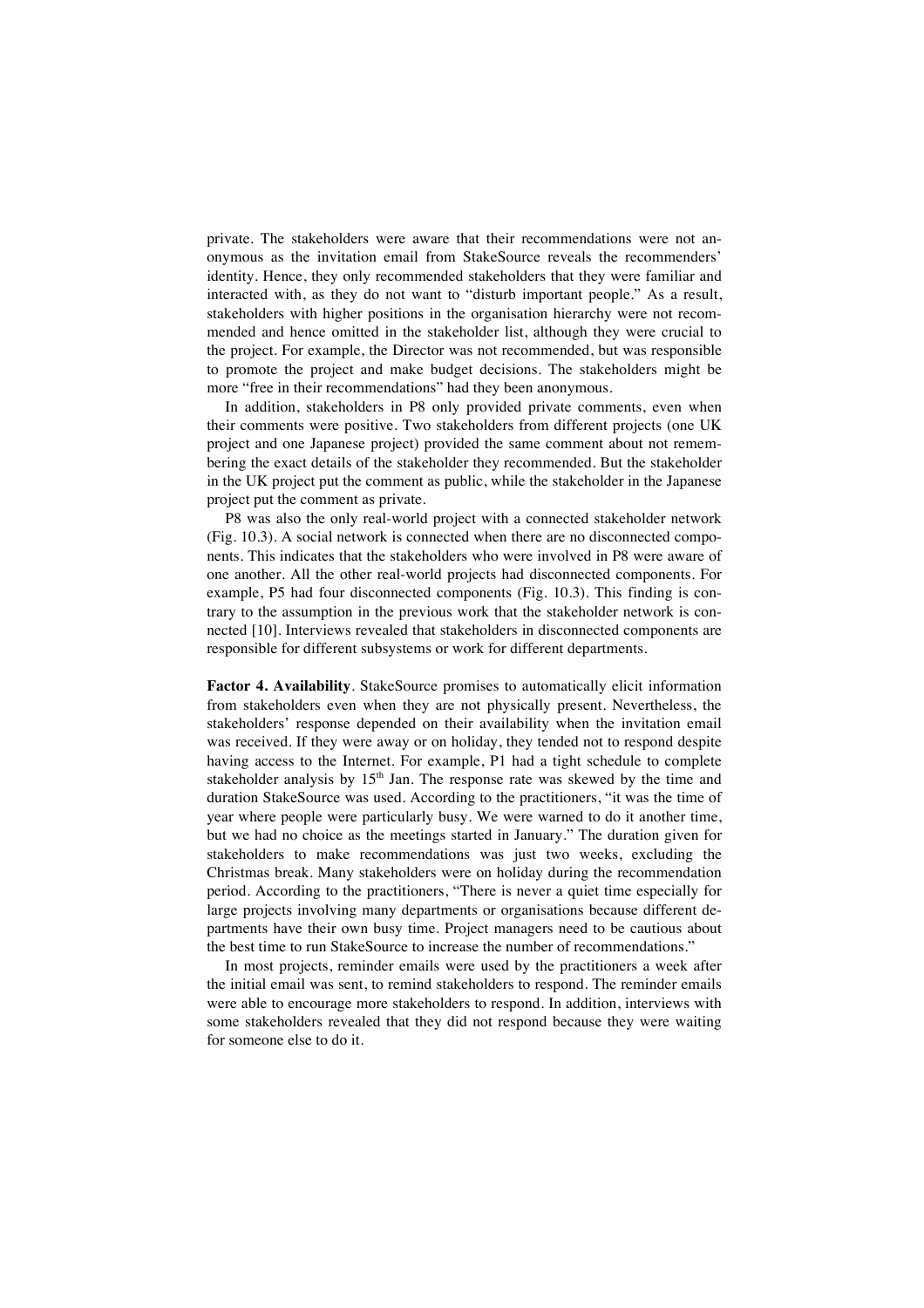private. The stakeholders were aware that their recommendations were not anonymous as the invitation email from StakeSource reveals the recommenders' identity. Hence, they only recommended stakeholders that they were familiar and interacted with, as they do not want to "disturb important people." As a result, stakeholders with higher positions in the organisation hierarchy were not recommended and hence omitted in the stakeholder list, although they were crucial to the project. For example, the Director was not recommended, but was responsible to promote the project and make budget decisions. The stakeholders might be more "free in their recommendations" had they been anonymous.

In addition, stakeholders in P8 only provided private comments, even when their comments were positive. Two stakeholders from different projects (one UK project and one Japanese project) provided the same comment about not remembering the exact details of the stakeholder they recommended. But the stakeholder in the UK project put the comment as public, while the stakeholder in the Japanese project put the comment as private.

P8 was also the only real-world project with a connected stakeholder network (Fig. 10.3). A social network is connected when there are no disconnected components. This indicates that the stakeholders who were involved in P8 were aware of one another. All the other real-world projects had disconnected components. For example, P5 had four disconnected components (Fig. 10.3). This finding is contrary to the assumption in the previous work that the stakeholder network is connected [10]. Interviews revealed that stakeholders in disconnected components are responsible for different subsystems or work for different departments.

**Factor 4. Availability**. StakeSource promises to automatically elicit information from stakeholders even when they are not physically present. Nevertheless, the stakeholders' response depended on their availability when the invitation email was received. If they were away or on holiday, they tended not to respond despite having access to the Internet. For example, P1 had a tight schedule to complete stakeholder analysis by 15th Jan. The response rate was skewed by the time and duration StakeSource was used. According to the practitioners, "it was the time of year where people were particularly busy. We were warned to do it another time, but we had no choice as the meetings started in January." The duration given for stakeholders to make recommendations was just two weeks, excluding the Christmas break. Many stakeholders were on holiday during the recommendation period. According to the practitioners, "There is never a quiet time especially for large projects involving many departments or organisations because different departments have their own busy time. Project managers need to be cautious about the best time to run StakeSource to increase the number of recommendations."

In most projects, reminder emails were used by the practitioners a week after the initial email was sent, to remind stakeholders to respond. The reminder emails were able to encourage more stakeholders to respond. In addition, interviews with some stakeholders revealed that they did not respond because they were waiting for someone else to do it.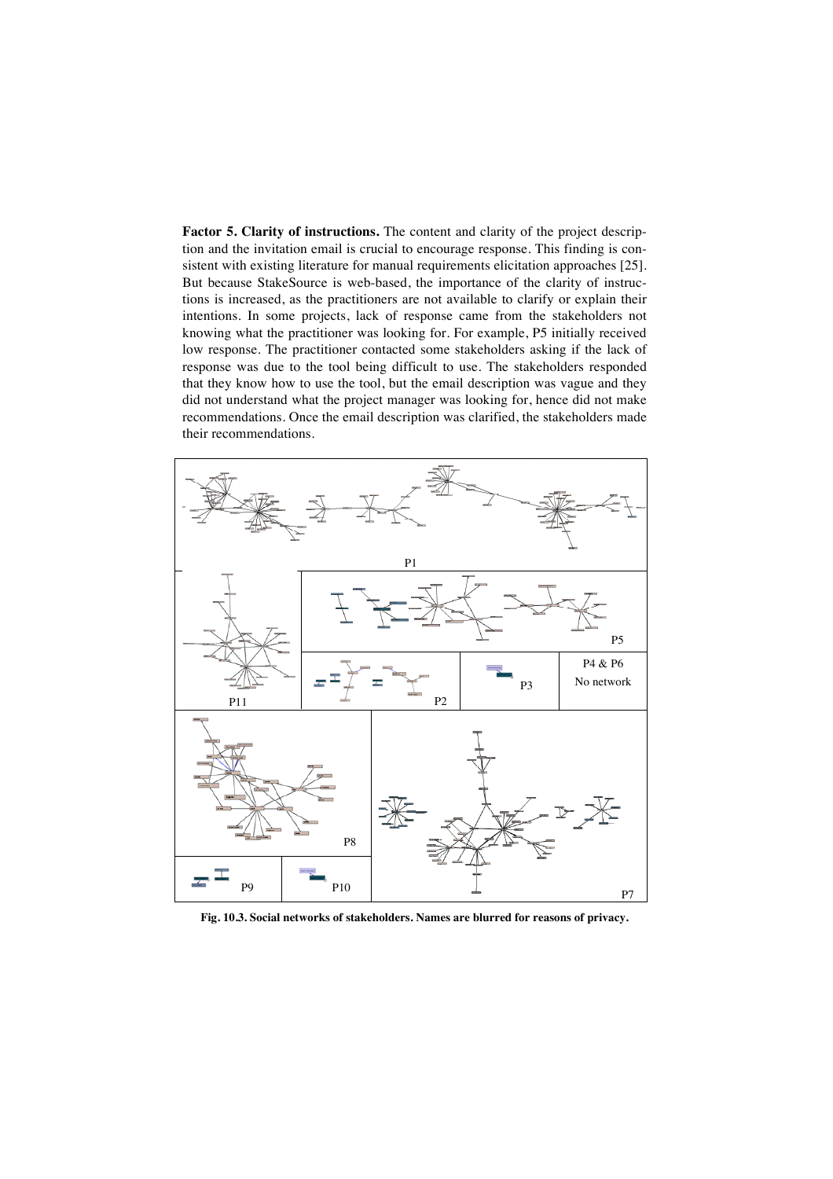**Factor 5. Clarity of instructions.** The content and clarity of the project description and the invitation email is crucial to encourage response. This finding is consistent with existing literature for manual requirements elicitation approaches [25]. But because StakeSource is web-based, the importance of the clarity of instructions is increased, as the practitioners are not available to clarify or explain their intentions. In some projects, lack of response came from the stakeholders not knowing what the practitioner was looking for. For example, P5 initially received low response. The practitioner contacted some stakeholders asking if the lack of response was due to the tool being difficult to use. The stakeholders responded that they know how to use the tool, but the email description was vague and they did not understand what the project manager was looking for, hence did not make recommendations. Once the email description was clarified, the stakeholders made their recommendations.

P1

P5

P11

P2

P3

P4 & P6
No network

P8

P9

P10

P7

**Fig. 10.3. Social networks of stakeholders. Names are blurred for reasons of privacy.**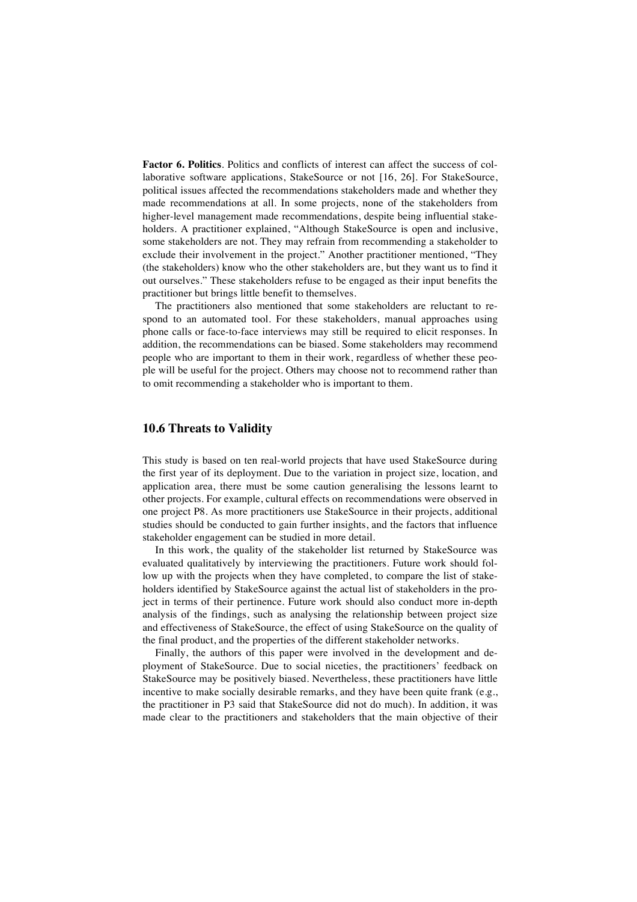**Factor 6. Politics**. Politics and conflicts of interest can affect the success of collaborative software applications, StakeSource or not [16, 26]. For StakeSource, political issues affected the recommendations stakeholders made and whether they made recommendations at all. In some projects, none of the stakeholders from higher-level management made recommendations, despite being influential stakeholders. A practitioner explained, "Although StakeSource is open and inclusive, some stakeholders are not. They may refrain from recommending a stakeholder to exclude their involvement in the project." Another practitioner mentioned, "They (the stakeholders) know who the other stakeholders are, but they want us to find it out ourselves." These stakeholders refuse to be engaged as their input benefits the practitioner but brings little benefit to themselves.

The practitioners also mentioned that some stakeholders are reluctant to respond to an automated tool. For these stakeholders, manual approaches using phone calls or face-to-face interviews may still be required to elicit responses. In addition, the recommendations can be biased. Some stakeholders may recommend people who are important to them in their work, regardless of whether these people will be useful for the project. Others may choose not to recommend rather than to omit recommending a stakeholder who is important to them.

## 10.6 Threats to Validity

This study is based on ten real-world projects that have used StakeSource during the first year of its deployment. Due to the variation in project size, location, and application area, there must be some caution generalising the lessons learnt to other projects. For example, cultural effects on recommendations were observed in one project P8. As more practitioners use StakeSource in their projects, additional studies should be conducted to gain further insights, and the factors that influence stakeholder engagement can be studied in more detail.

In this work, the quality of the stakeholder list returned by StakeSource was evaluated qualitatively by interviewing the practitioners. Future work should follow up with the projects when they have completed, to compare the list of stakeholders identified by StakeSource against the actual list of stakeholders in the project in terms of their pertinence. Future work should also conduct more in-depth analysis of the findings, such as analysing the relationship between project size and effectiveness of StakeSource, the effect of using StakeSource on the quality of the final product, and the properties of the different stakeholder networks.

Finally, the authors of this paper were involved in the development and deployment of StakeSource. Due to social niceties, the practitioners' feedback on StakeSource may be positively biased. Nevertheless, these practitioners have little incentive to make socially desirable remarks, and they have been quite frank (e.g., the practitioner in P3 said that StakeSource did not do much). In addition, it was made clear to the practitioners and stakeholders that the main objective of their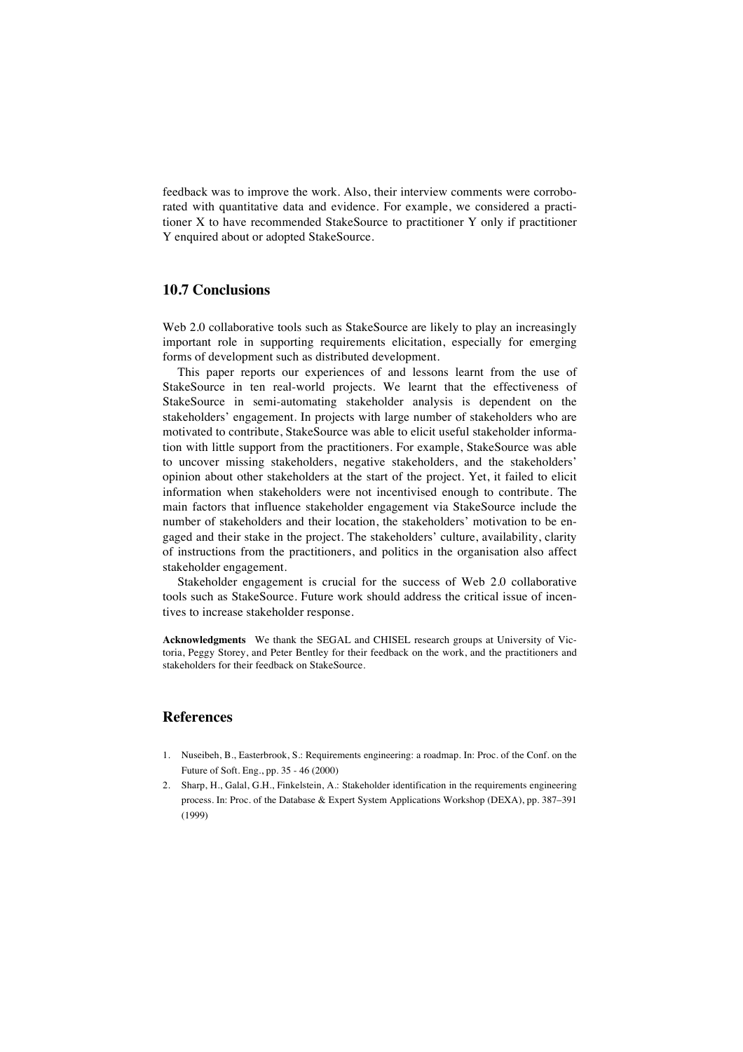feedback was to improve the work. Also, their interview comments were corroborated with quantitative data and evidence. For example, we considered a practitioner X to have recommended StakeSource to practitioner Y only if practitioner Y enquired about or adopted StakeSource.

## 10.7 Conclusions

Web 2.0 collaborative tools such as StakeSource are likely to play an increasingly important role in supporting requirements elicitation, especially for emerging forms of development such as distributed development.

This paper reports our experiences of and lessons learnt from the use of StakeSource in ten real-world projects. We learnt that the effectiveness of StakeSource in semi-automating stakeholder analysis is dependent on the stakeholders' engagement. In projects with large number of stakeholders who are motivated to contribute, StakeSource was able to elicit useful stakeholder information with little support from the practitioners. For example, StakeSource was able to uncover missing stakeholders, negative stakeholders, and the stakeholders' opinion about other stakeholders at the start of the project. Yet, it failed to elicit information when stakeholders were not incentivised enough to contribute. The main factors that influence stakeholder engagement via StakeSource include the number of stakeholders and their location, the stakeholders' motivation to be engaged and their stake in the project. The stakeholders' culture, availability, clarity of instructions from the practitioners, and politics in the organisation also affect stakeholder engagement.

Stakeholder engagement is crucial for the success of Web 2.0 collaborative tools such as StakeSource. Future work should address the critical issue of incentives to increase stakeholder response.

**Acknowledgments** We thank the SEGAL and CHISEL research groups at University of Victoria, Peggy Storey, and Peter Bentley for their feedback on the work, and the practitioners and stakeholders for their feedback on StakeSource.

## References

1. Nuseibeh, B., Easterbrook, S.: Requirements engineering: a roadmap. In: Proc. of the Conf. on the Future of Soft. Eng., pp. 35 - 46 (2000)
2. Sharp, H., Galal, G.H., Finkelstein, A.: Stakeholder identification in the requirements engineering process. In: Proc. of the Database & Expert System Applications Workshop (DEXA), pp. 387–391 (1999)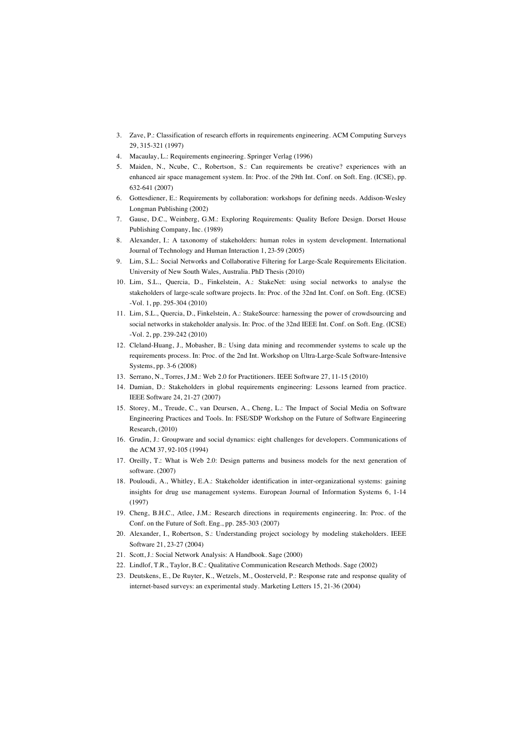3. Zave, P.: Classification of research efforts in requirements engineering. ACM Computing Surveys 29, 315-321 (1997)
4. Macaulay, L.: Requirements engineering. Springer Verlag (1996)
5. Maiden, N., Ncube, C., Robertson, S.: Can requirements be creative? experiences with an enhanced air space management system. In: Proc. of the 29th Int. Conf. on Soft. Eng. (ICSE), pp. 632-641 (2007)
6. Gottesdiener, E.: Requirements by collaboration: workshops for defining needs. Addison-Wesley Longman Publishing (2002)
7. Gause, D.C., Weinberg, G.M.: Exploring Requirements: Quality Before Design. Dorset House Publishing Company, Inc. (1989)
8. Alexander, I.: A taxonomy of stakeholders: human roles in system development. International Journal of Technology and Human Interaction 1, 23-59 (2005)
9. Lim, S.L.: Social Networks and Collaborative Filtering for Large-Scale Requirements Elicitation. University of New South Wales, Australia. PhD Thesis (2010)
10. Lim, S.L., Quercia, D., Finkelstein, A.: StakeNet: using social networks to analyse the stakeholders of large-scale software projects. In: Proc. of the 32nd Int. Conf. on Soft. Eng. (ICSE) -Vol. 1, pp. 295-304 (2010)
11. Lim, S.L., Quercia, D., Finkelstein, A.: StakeSource: harnessing the power of crowdsourcing and social networks in stakeholder analysis. In: Proc. of the 32nd IEEE Int. Conf. on Soft. Eng. (ICSE) -Vol. 2, pp. 239-242 (2010)
12. Cleland-Huang, J., Mobasher, B.: Using data mining and recommender systems to scale up the requirements process. In: Proc. of the 2nd Int. Workshop on Ultra-Large-Scale Software-Intensive Systems, pp. 3-6 (2008)
13. Serrano, N., Torres, J.M.: Web 2.0 for Practitioners. IEEE Software 27, 11-15 (2010)
14. Damian, D.: Stakeholders in global requirements engineering: Lessons learned from practice. IEEE Software 24, 21-27 (2007)
15. Storey, M., Treude, C., van Deursen, A., Cheng, L.: The Impact of Social Media on Software Engineering Practices and Tools. In: FSE/SDP Workshop on the Future of Software Engineering Research, (2010)
16. Grudin, J.: Groupware and social dynamics: eight challenges for developers. Communications of the ACM 37, 92-105 (1994)
17. Oreilly, T.: What is Web 2.0: Design patterns and business models for the next generation of software. (2007)
18. Pouloudi, A., Whitley, E.A.: Stakeholder identification in inter-organizational systems: gaining insights for drug use management systems. European Journal of Information Systems 6, 1-14 (1997)
19. Cheng, B.H.C., Atlee, J.M.: Research directions in requirements engineering. In: Proc. of the Conf. on the Future of Soft. Eng., pp. 285-303 (2007)
20. Alexander, I., Robertson, S.: Understanding project sociology by modeling stakeholders. IEEE Software 21, 23-27 (2004)
21. Scott, J.: Social Network Analysis: A Handbook. Sage (2000)
22. Lindlof, T.R., Taylor, B.C.: Qualitative Communication Research Methods. Sage (2002)
23. Deutskens, E., De Ruyter, K., Wetzels, M., Oosterveld, P.: Response rate and response quality of internet-based surveys: an experimental study. Marketing Letters 15, 21-36 (2004)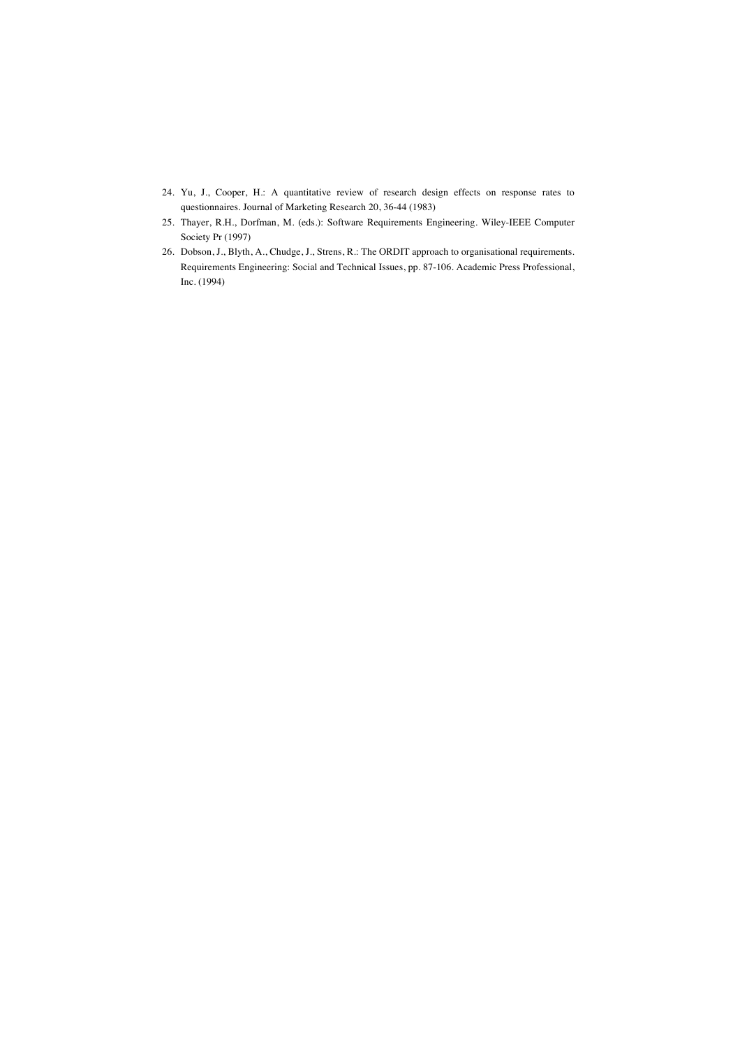24. Yu, J., Cooper, H.: A quantitative review of research design effects on response rates to questionnaires. Journal of Marketing Research 20, 36-44 (1983)
25. Thayer, R.H., Dorfman, M. (eds.): Software Requirements Engineering. Wiley-IEEE Computer Society Pr (1997)
26. Dobson, J., Blyth, A., Chudge, J., Strens, R.: The ORDIT approach to organisational requirements. Requirements Engineering: Social and Technical Issues, pp. 87-106. Academic Press Professional, Inc. (1994)